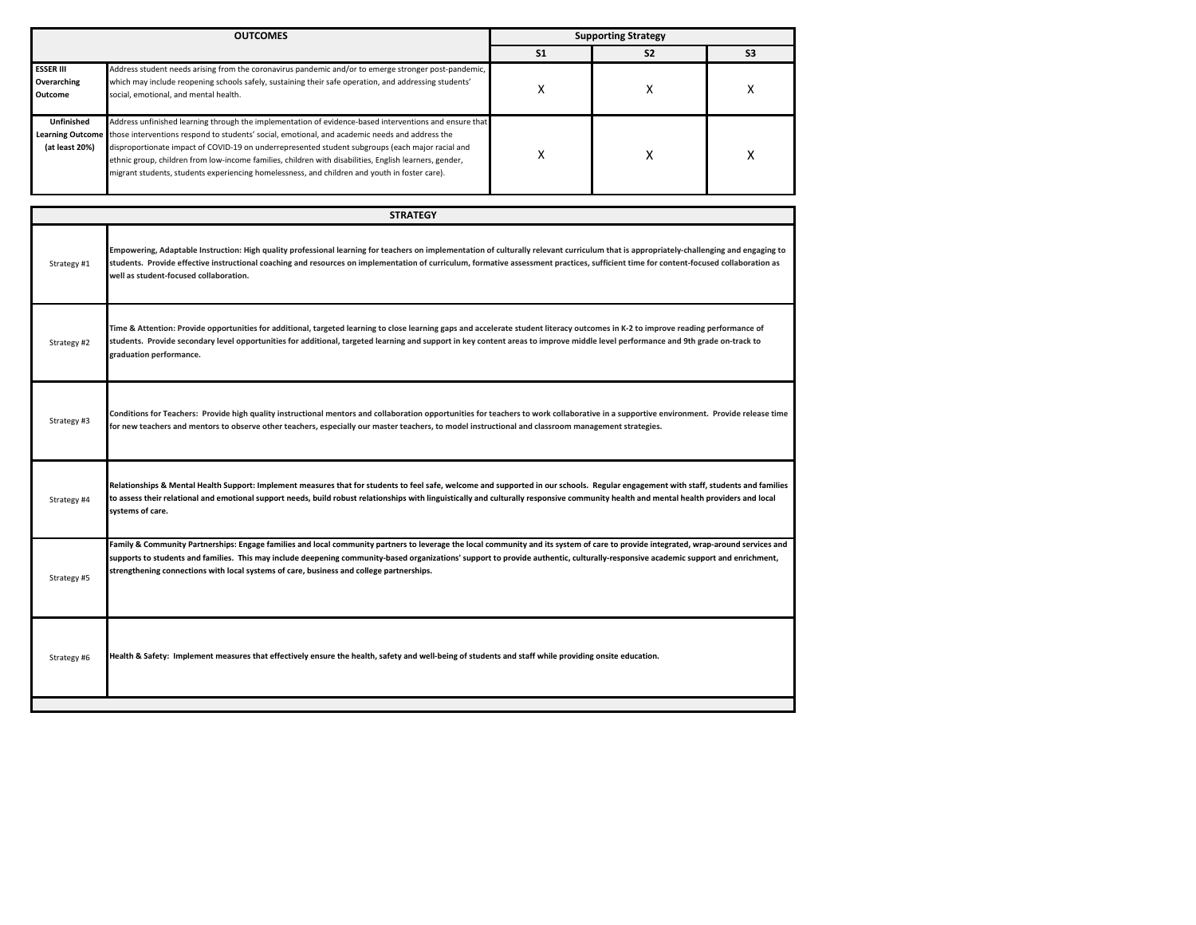| OUTCOMES | | Supporting Strategy | | |
|---|---|---|---|---|
| | | S1 | S2 | S3 |
| **ESSER III Overarching Outcome** | Address student needs arising from the coronavirus pandemic and/or to emerge stronger post-pandemic, which may include reopening schools safely, sustaining their safe operation, and addressing students' social, emotional, and mental health. | X | X | X |
| **Unfinished Learning Outcome (at least 20%)** | Address unfinished learning through the implementation of evidence-based interventions and ensure that those interventions respond to students' social, emotional, and academic needs and address the disproportionate impact of COVID-19 on underrepresented student subgroups (each major racial and ethnic group, children from low-income families, children with disabilities, English learners, gender, migrant students, students experiencing homelessness, and children and youth in foster care). | X | X | X |

| STRATEGY | |
|---|---|
| Strategy #1 | **Empowering, Adaptable Instruction: High quality professional learning for teachers on implementation of culturally relevant curriculum that is appropriately-challenging and engaging to students. Provide effective instructional coaching and resources on implementation of curriculum, formative assessment practices, sufficient time for content-focused collaboration as well as student-focused collaboration.** |
| Strategy #2 | **Time & Attention: Provide opportunities for additional, targeted learning to close learning gaps and accelerate student literacy outcomes in K-2 to improve reading performance of students. Provide secondary level opportunities for additional, targeted learning and support in key content areas to improve middle level performance and 9th grade on-track to graduation performance.** |
| Strategy #3 | **Conditions for Teachers: Provide high quality instructional mentors and collaboration opportunities for teachers to work collaborative in a supportive environment. Provide release time for new teachers and mentors to observe other teachers, especially our master teachers, to model instructional and classroom management strategies.** |
| Strategy #4 | **Relationships & Mental Health Support: Implement measures that for students to feel safe, welcome and supported in our schools. Regular engagement with staff, students and families to assess their relational and emotional support needs, build robust relationships with linguistically and culturally responsive community health and mental health providers and local systems of care.** |
| Strategy #5 | **Family & Community Partnerships: Engage families and local community partners to leverage the local community and its system of care to provide integrated, wrap-around services and supports to students and families. This may include deepening community-based organizations' support to provide authentic, culturally-responsive academic support and enrichment, strengthening connections with local systems of care, business and college partnerships.** |
| Strategy #6 | **Health & Safety: Implement measures that effectively ensure the health, safety and well-being of students and staff while providing onsite education.** |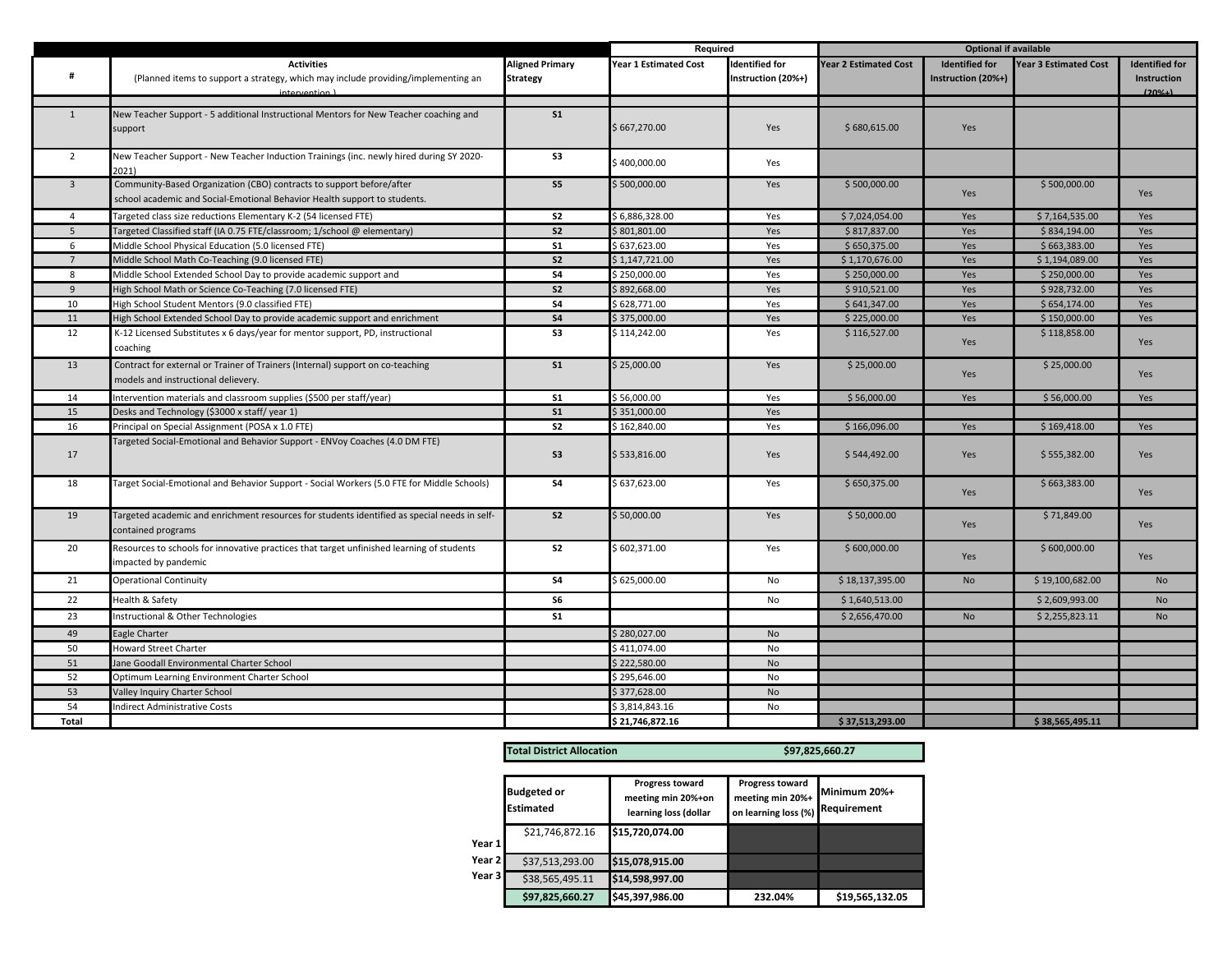| # | Activities (Planned items to support a strategy, which may include providing/implementing an intervention ) | Aligned Primary Strategy | Required | | Optional if available | | | |
|---|---|---|---|---|---|---|---|---|
| | | | Year 1 Estimated Cost | Identified for Instruction (20%+) | Year 2 Estimated Cost | Identified for Instruction (20%+) | Year 3 Estimated Cost | Identified for Instruction (20%+) |
| 1 | New Teacher Support - 5 additional Instructional Mentors for New Teacher coaching and support | S1 | $ 667,270.00 | Yes | $ 680,615.00 | Yes | | |
| 2 | New Teacher Support - New Teacher Induction Trainings (inc. newly hired during SY 2020-2021) | S3 | $ 400,000.00 | Yes | | | | |
| 3 | Community-Based Organization (CBO) contracts to support before/after school academic and Social-Emotional Behavior Health support to students. | S5 | $ 500,000.00 | Yes | $ 500,000.00 | Yes | $ 500,000.00 | Yes |
| 4 | Targeted class size reductions Elementary K-2 (54 licensed FTE) | S2 | $ 6,886,328.00 | Yes | $ 7,024,054.00 | Yes | $ 7,164,535.00 | Yes |
| 5 | Targeted Classified staff (IA 0.75 FTE/classroom; 1/school @ elementary) | S2 | $ 801,801.00 | Yes | $ 817,837.00 | Yes | $ 834,194.00 | Yes |
| 6 | Middle School Physical Education (5.0 licensed FTE) | S1 | $ 637,623.00 | Yes | $ 650,375.00 | Yes | $ 663,383.00 | Yes |
| 7 | Middle School Math Co-Teaching (9.0 licensed FTE) | S2 | $ 1,147,721.00 | Yes | $ 1,170,676.00 | Yes | $ 1,194,089.00 | Yes |
| 8 | Middle School Extended School Day to provide academic support and | S4 | $ 250,000.00 | Yes | $ 250,000.00 | Yes | $ 250,000.00 | Yes |
| 9 | High School Math or Science Co-Teaching (7.0 licensed FTE) | S2 | $ 892,668.00 | Yes | $ 910,521.00 | Yes | $ 928,732.00 | Yes |
| 10 | High School Student Mentors (9.0 classified FTE) | S4 | $ 628,771.00 | Yes | $ 641,347.00 | Yes | $ 654,174.00 | Yes |
| 11 | High School Extended School Day to provide academic support and enrichment | S4 | $ 375,000.00 | Yes | $ 225,000.00 | Yes | $ 150,000.00 | Yes |
| 12 | K-12 Licensed Substitutes x 6 days/year for mentor support, PD, instructional coaching | S3 | $ 114,242.00 | Yes | $ 116,527.00 | Yes | $ 118,858.00 | Yes |
| 13 | Contract for external or Trainer of Trainers (Internal) support on co-teaching models and instructional delievery. | S1 | $ 25,000.00 | Yes | $ 25,000.00 | Yes | $ 25,000.00 | Yes |
| 14 | Intervention materials and classroom supplies ($500 per staff/year) | S1 | $ 56,000.00 | Yes | $ 56,000.00 | Yes | $ 56,000.00 | Yes |
| 15 | Desks and Technology ($3000 x staff/ year 1) | S1 | $ 351,000.00 | Yes | | | | |
| 16 | Principal on Special Assignment (POSA x 1.0 FTE) | S2 | $ 162,840.00 | Yes | $ 166,096.00 | Yes | $ 169,418.00 | Yes |
| 17 | Targeted Social-Emotional and Behavior Support - ENVoy Coaches (4.0 DM FTE) | S3 | $ 533,816.00 | Yes | $ 544,492.00 | Yes | $ 555,382.00 | Yes |
| 18 | Target Social-Emotional and Behavior Support - Social Workers (5.0 FTE for Middle Schools) | S4 | $ 637,623.00 | Yes | $ 650,375.00 | Yes | $ 663,383.00 | Yes |
| 19 | Targeted academic and enrichment resources for students identified as special needs in self-contained programs | S2 | $ 50,000.00 | Yes | $ 50,000.00 | Yes | $ 71,849.00 | Yes |
| 20 | Resources to schools for innovative practices that target unfinished learning of students impacted by pandemic | S2 | $ 602,371.00 | Yes | $ 600,000.00 | Yes | $ 600,000.00 | Yes |
| 21 | Operational Continuity | S4 | $ 625,000.00 | No | $ 18,137,395.00 | No | $ 19,100,682.00 | No |
| 22 | Health & Safety | S6 | | No | $ 1,640,513.00 | | $ 2,609,993.00 | No |
| 23 | Instructional & Other Technologies | S1 | | | $ 2,656,470.00 | No | $ 2,255,823.11 | No |
| 49 | Eagle Charter | | $ 280,027.00 | No | | | | |
| 50 | Howard Street Charter | | $ 411,074.00 | No | | | | |
| 51 | Jane Goodall Environmental Charter School | | $ 222,580.00 | No | | | | |
| 52 | Optimum Learning Environment Charter School | | $ 295,646.00 | No | | | | |
| 53 | Valley Inquiry Charter School | | $ 377,628.00 | No | | | | |
| 54 | Indirect Administrative Costs | | $ 3,814,843.16 | No | | | | |
| Total | | | $ 21,746,872.16 | | $ 37,513,293.00 | | $ 38,565,495.11 | |

| Total District Allocation | $97,825,660.27 | | | |
|---|---|---|---|---|
| | Budgeted or Estimated | Progress toward meeting min 20%+on learning loss (dollar | Progress toward meeting min 20%+ on learning loss (%) | Minimum 20%+ Requirement |
| Year 1 | $21,746,872.16 | $15,720,074.00 | | |
| Year 2 | $37,513,293.00 | $15,078,915.00 | | |
| Year 3 | $38,565,495.11 | $14,598,997.00 | | |
| | $97,825,660.27 | $45,397,986.00 | 232.04% | $19,565,132.05 |